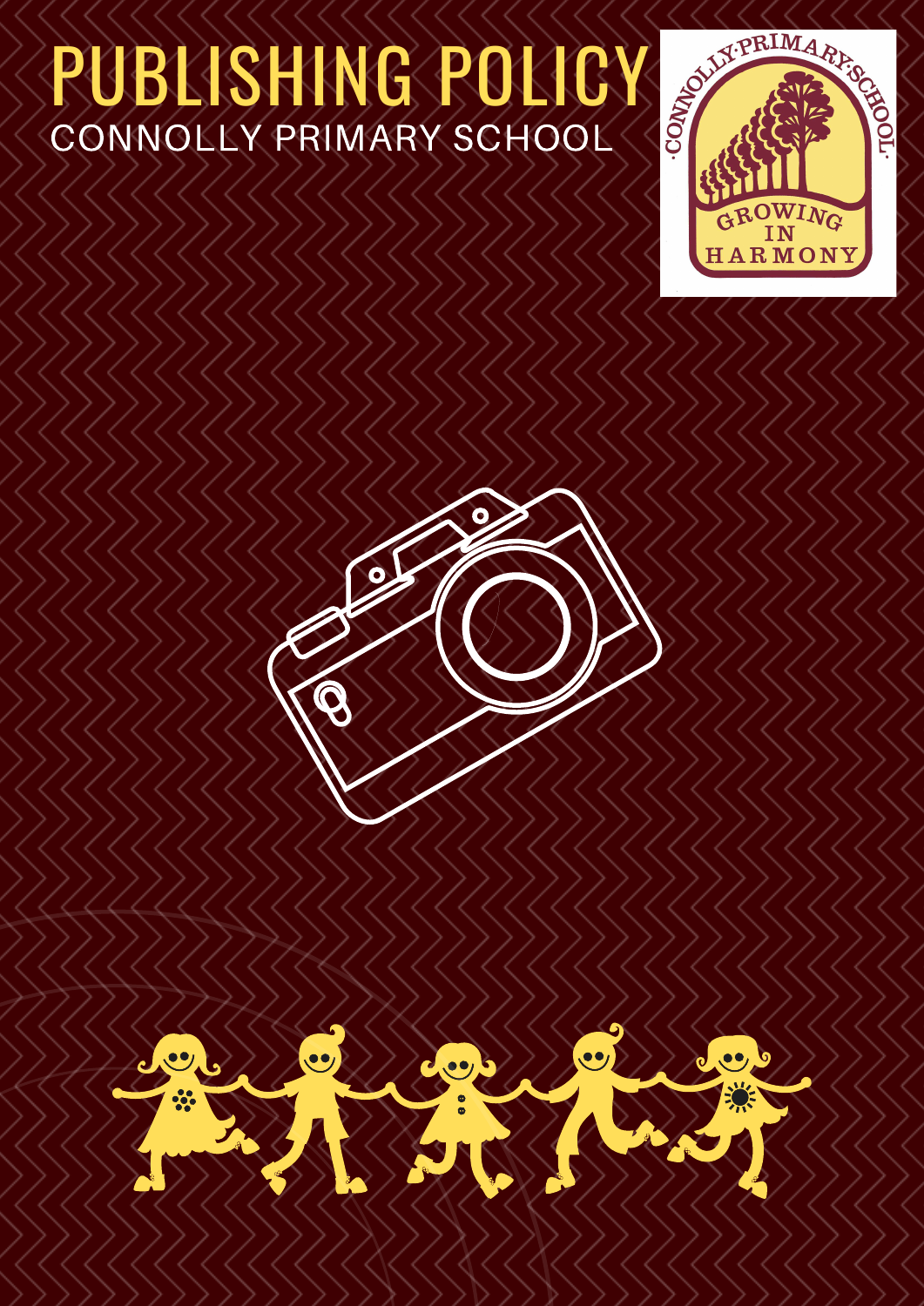# PUBLISHING POLICY

CONNOLLY PRIMARY SCHOOL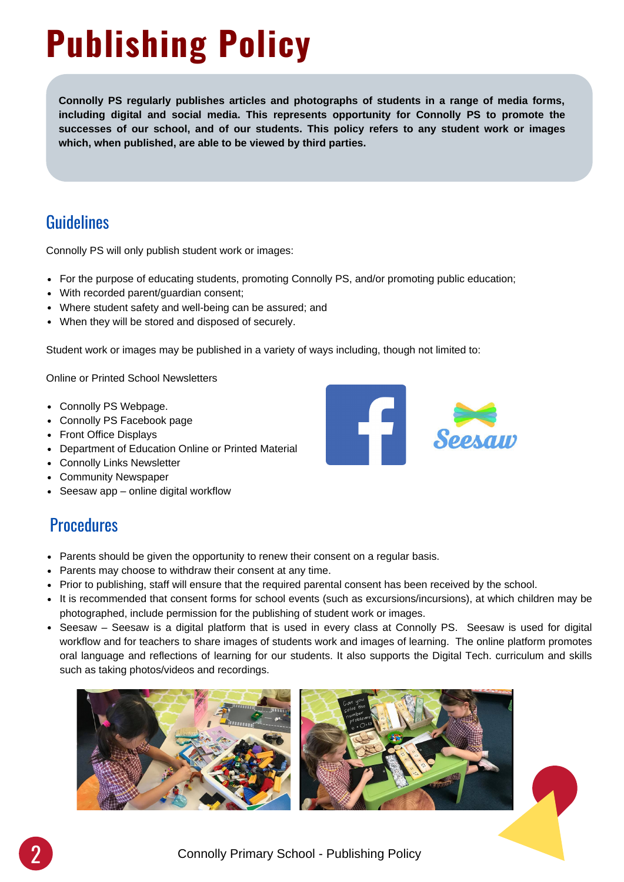# Publishing Policy

**Connolly PS regularly publishes articles and photographs of students in a range of media forms, including digital and social media. This represents opportunity for Connolly PS to promote the successes of our school, and of our students. This policy refers to any student work or images which, when published, are able to be viewed by third parties.**

## Guidelines

Connolly PS will only publish student work or images:

- For the purpose of educating students, promoting Connolly PS, and/or promoting public education;
- With recorded parent/guardian consent;
- Where student safety and well-being can be assured; and
- When they will be stored and disposed of securely.

Student work or images may be published in a variety of ways including, though not limited to:

Online or Printed School Newsletters

- Connolly PS Webpage.
- Connolly PS Facebook page
- Front Office Displays
- Department of Education Online or Printed Material
- Connolly Links Newsletter
- Community Newspaper
- Seesaw app – online digital workflow

## Procedures

- Parents should be given the opportunity to renew their consent on a regular basis.
- Parents may choose to withdraw their consent at any time.
- Prior to publishing, staff will ensure that the required parental consent has been received by the school.
- It is recommended that consent forms for school events (such as excursions/incursions), at which children may be photographed, include permission for the publishing of student work or images.
- Seesaw – Seesaw is a digital platform that is used in every class at Connolly PS. Seesaw is used for digital workflow and for teachers to share images of students work and images of learning. The online platform promotes oral language and reflections of learning for our students. It also supports the Digital Tech. curriculum and skills such as taking photos/videos and recordings.

Connolly Primary School - Publishing Policy